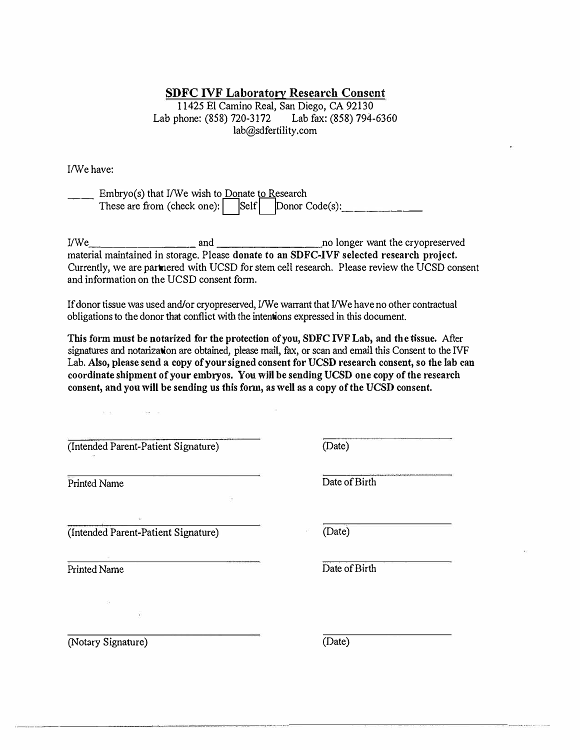## SDFC IVF Laboratory Research Consent

11425 El Camino Real, San Diego, CA 92130
Lab phone: (858) 720-3172 Lab fax: (858) 794-6360
lab@sdfertility.com

I/We have:

____ Embryo(s) that I/We wish to Donate to Research
These are from (check one): ☐ Self ☐ Donor Code(s):____________

I/We__________________ and __________________no longer want the cryopreserved material maintained in storage. Please **donate to an SDFC-IVF selected research project.** Currently, we are partnered with UCSD for stem cell research. Please review the UCSD consent and information on the UCSD consent form.

If donor tissue was used and/or cryopreserved, I/We warrant that I/We have no other contractual obligations to the donor that conflict with the intentions expressed in this document.

**This form must be notarized for the protection of you, SDFC IVF Lab, and the tissue.** After signatures and notarization are obtained, please mail, fax, or scan and email this Consent to the IVF Lab. **Also, please send a copy of your signed consent for UCSD research consent, so the lab can coordinate shipment of your embryos. You will be sending UCSD one copy of the research consent, and you will be sending us this form, as well as a copy of the UCSD consent.**

________________________________ ________________
(Intended Parent-Patient Signature) (Date)

________________________________ ________________
Printed Name Date of Birth

________________________________ ________________
(Intended Parent-Patient Signature) (Date)

________________________________ ________________
Printed Name Date of Birth

________________________________ ________________
(Notary Signature) (Date)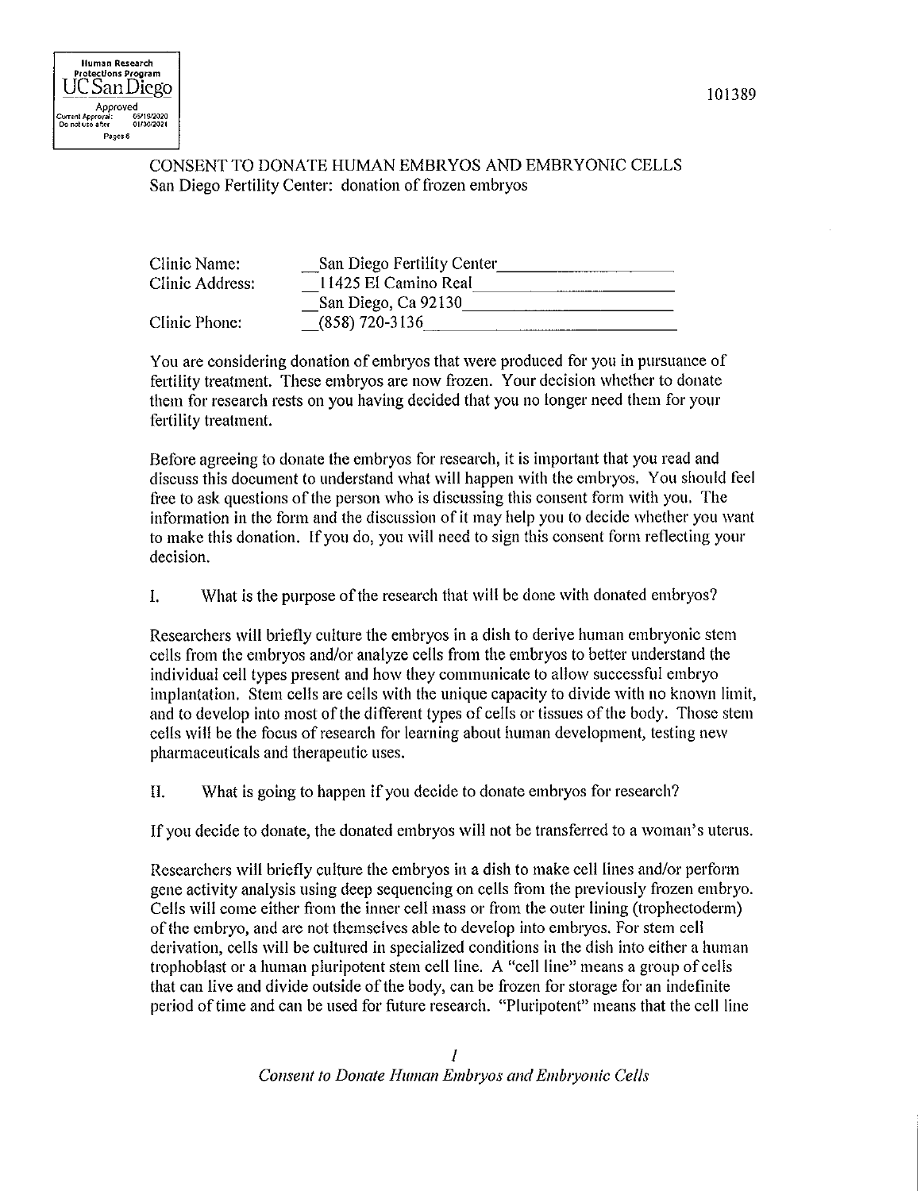101389

CONSENT TO DONATE HUMAN EMBRYOS AND EMBRYONIC CELLS
San Diego Fertility Center: donation of frozen embryos

| | |
|---|---|
| Clinic Name: | San Diego Fertility Center |
| Clinic Address: | 11425 El Camino Real |
| | San Diego, Ca 92130 |
| Clinic Phone: | (858) 720-3136 |

You are considering donation of embryos that were produced for you in pursuance of fertility treatment. These embryos are now frozen. Your decision whether to donate them for research rests on you having decided that you no longer need them for your fertility treatment.

Before agreeing to donate the embryos for research, it is important that you read and discuss this document to understand what will happen with the embryos. You should feel free to ask questions of the person who is discussing this consent form with you. The information in the form and the discussion of it may help you to decide whether you want to make this donation. If you do, you will need to sign this consent form reflecting your decision.

I. What is the purpose of the research that will be done with donated embryos?

Researchers will briefly culture the embryos in a dish to derive human embryonic stem cells from the embryos and/or analyze cells from the embryos to better understand the individual cell types present and how they communicate to allow successful embryo implantation. Stem cells are cells with the unique capacity to divide with no known limit, and to develop into most of the different types of cells or tissues of the body. Those stem cells will be the focus of research for learning about human development, testing new pharmaceuticals and therapeutic uses.

II. What is going to happen if you decide to donate embryos for research?

If you decide to donate, the donated embryos will not be transferred to a woman's uterus.

Researchers will briefly culture the embryos in a dish to make cell lines and/or perform gene activity analysis using deep sequencing on cells from the previously frozen embryo. Cells will come either from the inner cell mass or from the outer lining (trophectoderm) of the embryo, and are not themselves able to develop into embryos. For stem cell derivation, cells will be cultured in specialized conditions in the dish into either a human trophoblast or a human pluripotent stem cell line. A "cell line" means a group of cells that can live and divide outside of the body, can be frozen for storage for an indefinite period of time and can be used for future research. "Pluripotent" means that the cell line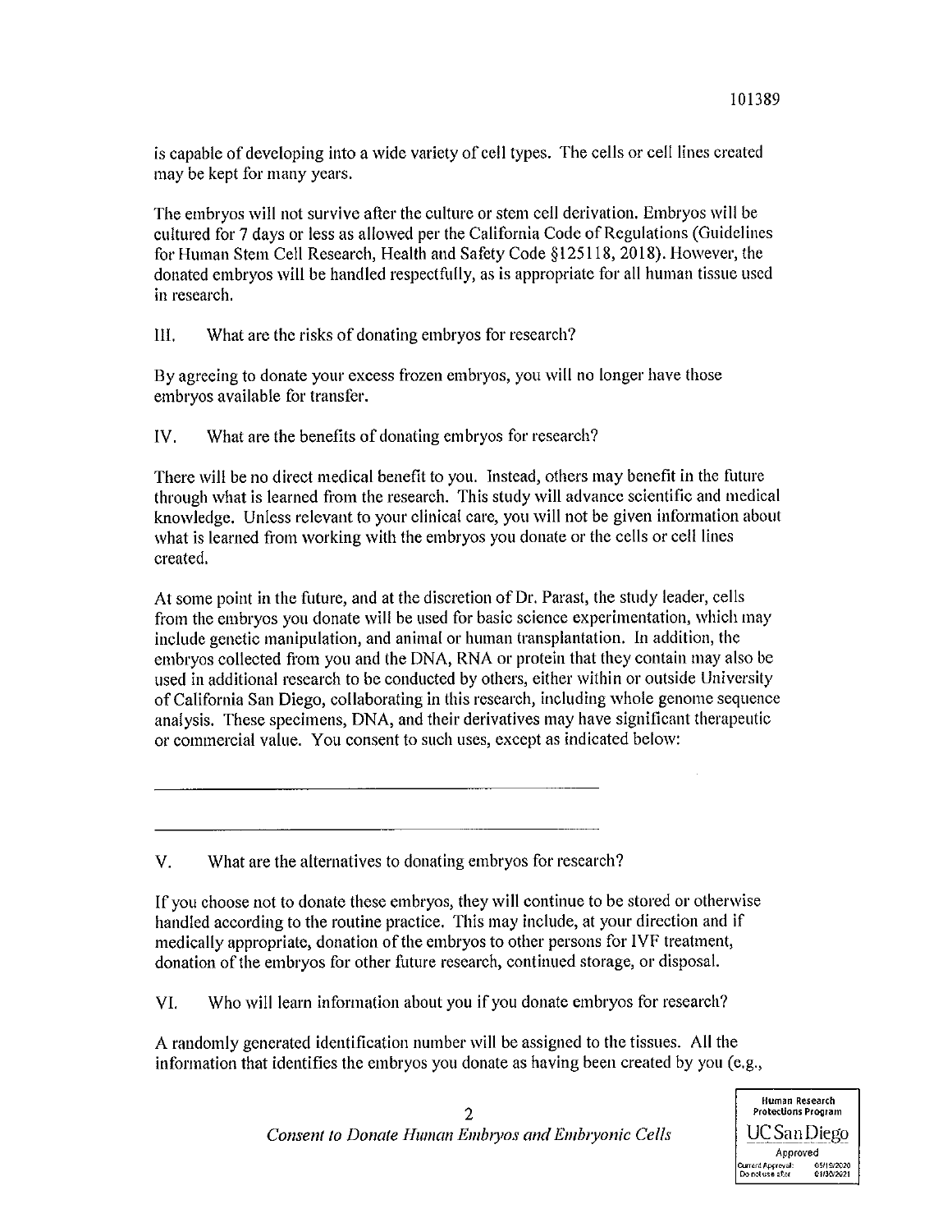is capable of developing into a wide variety of cell types. The cells or cell lines created may be kept for many years.

The embryos will not survive after the culture or stem cell derivation. Embryos will be cultured for 7 days or less as allowed per the California Code of Regulations (Guidelines for Human Stem Cell Research, Health and Safety Code §125118, 2018). However, the donated embryos will be handled respectfully, as is appropriate for all human tissue used in research.

III. What are the risks of donating embryos for research?

By agreeing to donate your excess frozen embryos, you will no longer have those embryos available for transfer.

IV. What are the benefits of donating embryos for research?

There will be no direct medical benefit to you. Instead, others may benefit in the future through what is learned from the research. This study will advance scientific and medical knowledge. Unless relevant to your clinical care, you will not be given information about what is learned from working with the embryos you donate or the cells or cell lines created.

At some point in the future, and at the discretion of Dr. Parast, the study leader, cells from the embryos you donate will be used for basic science experimentation, which may include genetic manipulation, and animal or human transplantation. In addition, the embryos collected from you and the DNA, RNA or protein that they contain may also be used in additional research to be conducted by others, either within or outside University of California San Diego, collaborating in this research, including whole genome sequence analysis. These specimens, DNA, and their derivatives may have significant therapeutic or commercial value. You consent to such uses, except as indicated below:

\_\_\_\_\_\_\_\_\_\_\_\_\_\_\_\_\_\_\_\_\_\_\_\_\_\_\_\_\_\_\_\_\_\_\_\_\_\_\_\_\_\_\_\_\_\_\_\_

\_\_\_\_\_\_\_\_\_\_\_\_\_\_\_\_\_\_\_\_\_\_\_\_\_\_\_\_\_\_\_\_\_\_\_\_\_\_\_\_\_\_\_\_\_\_\_\_

V. What are the alternatives to donating embryos for research?

If you choose not to donate these embryos, they will continue to be stored or otherwise handled according to the routine practice. This may include, at your direction and if medically appropriate, donation of the embryos to other persons for IVF treatment, donation of the embryos for other future research, continued storage, or disposal.

VI. Who will learn information about you if you donate embryos for research?

A randomly generated identification number will be assigned to the tissues. All the information that identifies the embryos you donate as having been created by you (e.g.,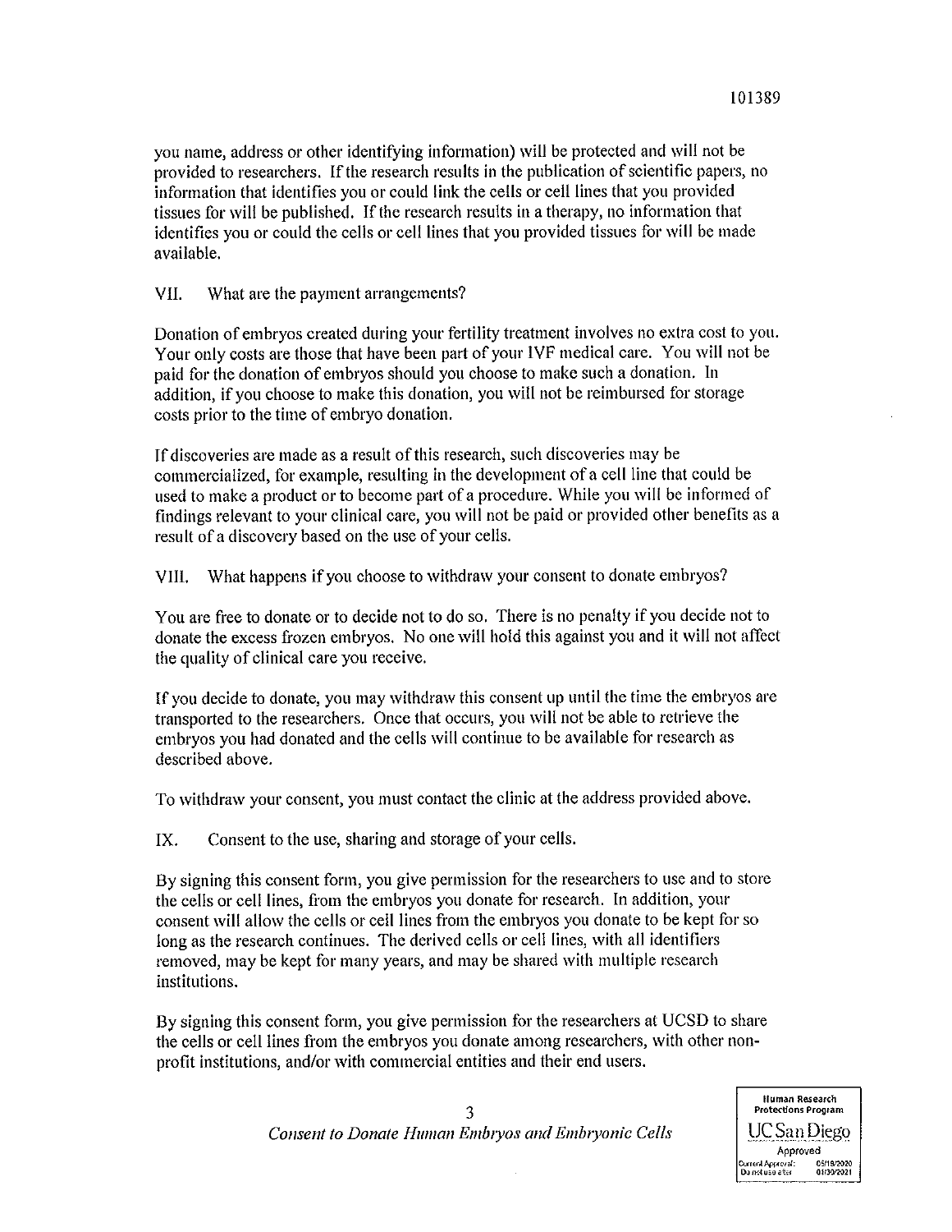you name, address or other identifying information) will be protected and will not be provided to researchers. If the research results in the publication of scientific papers, no information that identifies you or could link the cells or cell lines that you provided tissues for will be published. If the research results in a therapy, no information that identifies you or could the cells or cell lines that you provided tissues for will be made available.

VII. What are the payment arrangements?

Donation of embryos created during your fertility treatment involves no extra cost to you. Your only costs are those that have been part of your IVF medical care. You will not be paid for the donation of embryos should you choose to make such a donation. In addition, if you choose to make this donation, you will not be reimbursed for storage costs prior to the time of embryo donation.

If discoveries are made as a result of this research, such discoveries may be commercialized, for example, resulting in the development of a cell line that could be used to make a product or to become part of a procedure. While you will be informed of findings relevant to your clinical care, you will not be paid or provided other benefits as a result of a discovery based on the use of your cells.

VIII. What happens if you choose to withdraw your consent to donate embryos?

You are free to donate or to decide not to do so. There is no penalty if you decide not to donate the excess frozen embryos. No one will hold this against you and it will not affect the quality of clinical care you receive.

If you decide to donate, you may withdraw this consent up until the time the embryos are transported to the researchers. Once that occurs, you will not be able to retrieve the embryos you had donated and the cells will continue to be available for research as described above.

To withdraw your consent, you must contact the clinic at the address provided above.

IX. Consent to the use, sharing and storage of your cells.

By signing this consent form, you give permission for the researchers to use and to store the cells or cell lines, from the embryos you donate for research. In addition, your consent will allow the cells or cell lines from the embryos you donate to be kept for so long as the research continues. The derived cells or cell lines, with all identifiers removed, may be kept for many years, and may be shared with multiple research institutions.

By signing this consent form, you give permission for the researchers at UCSD to share the cells or cell lines from the embryos you donate among researchers, with other non-profit institutions, and/or with commercial entities and their end users.

*Consent to Donate Human Embryos and Embryonic Cells*

Human Research Protections Program
UC San Diego
Approved
Current Approval: 05/18/2020
Do not use after: 01/30/2021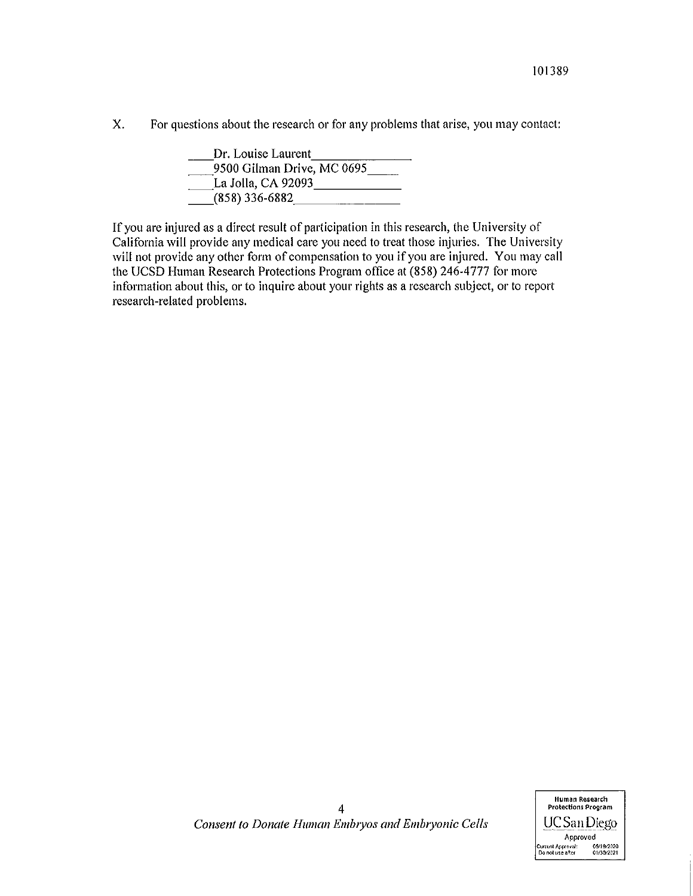X. For questions about the research or for any problems that arise, you may contact:

Dr. Louise Laurent
9500 Gilman Drive, MC 0695
La Jolla, CA 92093
(858) 336-6882

If you are injured as a direct result of participation in this research, the University of California will provide any medical care you need to treat those injuries. The University will not provide any other form of compensation to you if you are injured. You may call the UCSD Human Research Protections Program office at (858) 246-4777 for more information about this, or to inquire about your rights as a research subject, or to report research-related problems.

*Consent to Donate Human Embryos and Embryonic Cells*

Human Research Protections Program
UC San Diego
Approved
Current Approval: 05/18/2020
Do not use after 01/30/2021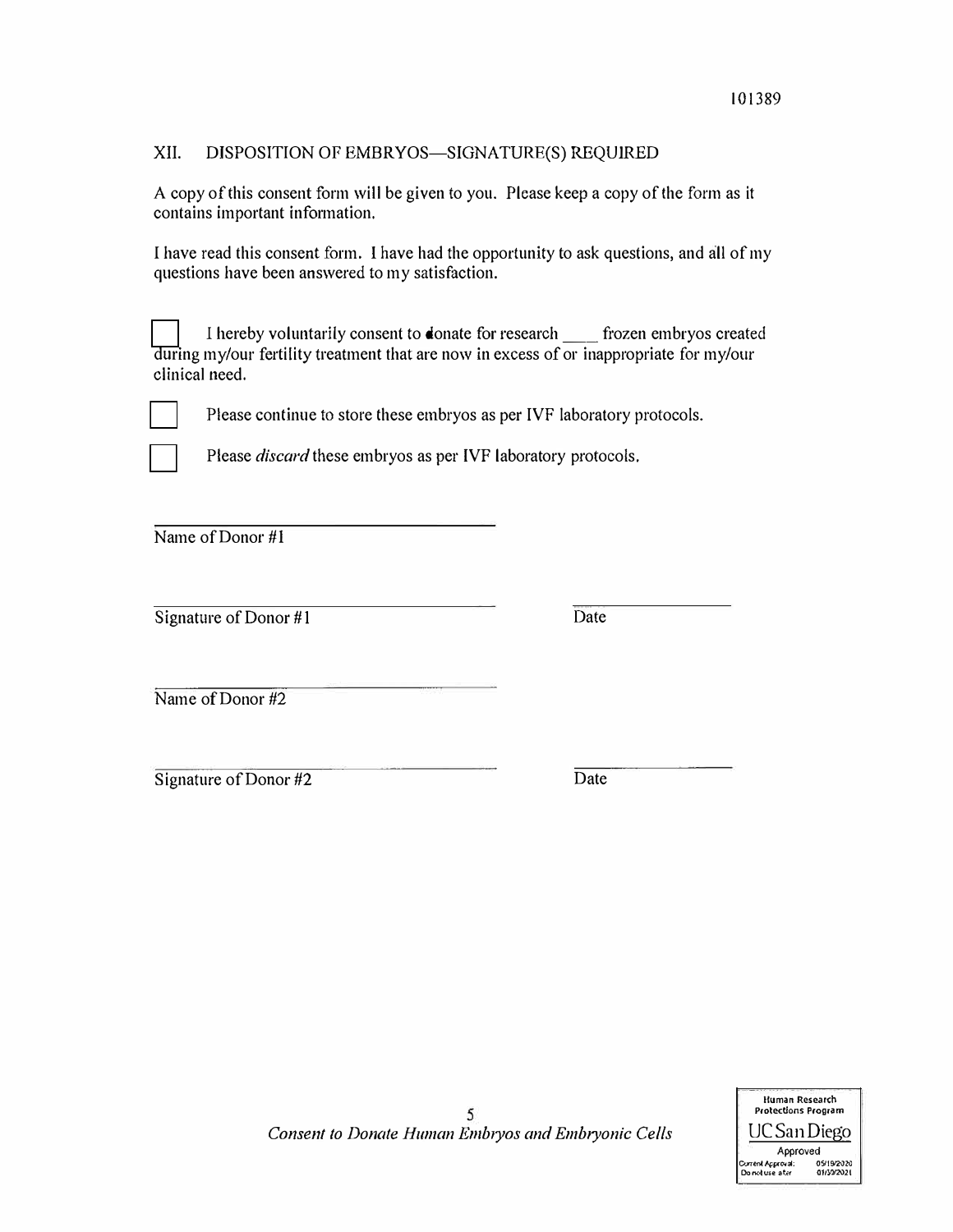101389

## XII. DISPOSITION OF EMBRYOS—SIGNATURE(S) REQUIRED

A copy of this consent form will be given to you. Please keep a copy of the form as it contains important information.

I have read this consent form. I have had the opportunity to ask questions, and all of my questions have been answered to my satisfaction.

☐ I hereby voluntarily consent to donate for research ____ frozen embryos created during my/our fertility treatment that are now in excess of or inappropriate for my/our clinical need.

☐ Please continue to store these embryos as per IVF laboratory protocols.

☐ Please *discard* these embryos as per IVF laboratory protocols.

______________________________
Name of Donor #1

______________________________ ______________
Signature of Donor #1 Date

______________________________
Name of Donor #2

______________________________ ______________
Signature of Donor #2 Date

*Consent to Donate Human Embryos and Embryonic Cells*

Human Research Protections Program
UC San Diego
Approved
Current Approval: 05/19/2020
Do not use after 01/30/2021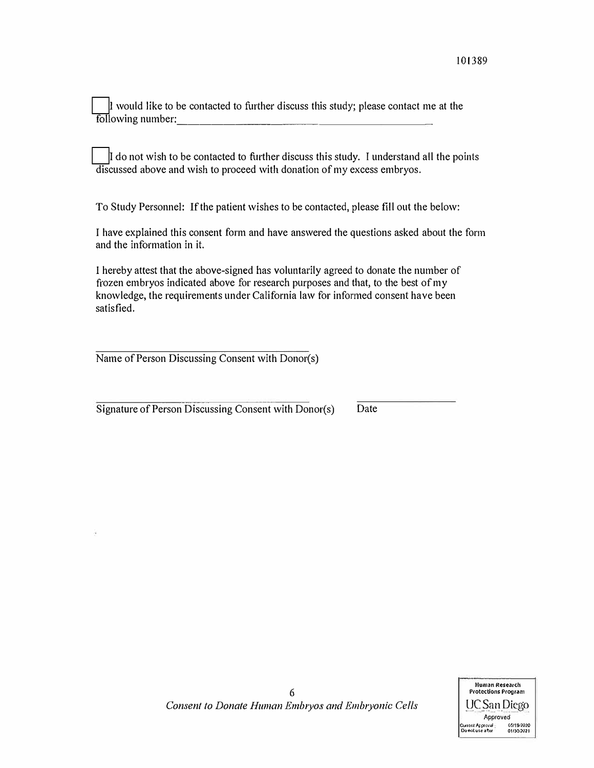☐ I would like to be contacted to further discuss this study; please contact me at the following number: ______________________________________________

☐ I do not wish to be contacted to further discuss this study. I understand all the points discussed above and wish to proceed with donation of my excess embryos.

To Study Personnel: If the patient wishes to be contacted, please fill out the below:

I have explained this consent form and have answered the questions asked about the form and the information in it.

I hereby attest that the above-signed has voluntarily agreed to donate the number of frozen embryos indicated above for research purposes and that, to the best of my knowledge, the requirements under California law for informed consent have been satisfied.

______________________________________
Name of Person Discussing Consent with Donor(s)

______________________________________ ____________________
Signature of Person Discussing Consent with Donor(s) Date

*Consent to Donate Human Embryos and Embryonic Cells*

Human Research Protections Program
UC San Diego
Approved
Current Approval: 05/19/2020
Do not use after: 01/30/2021